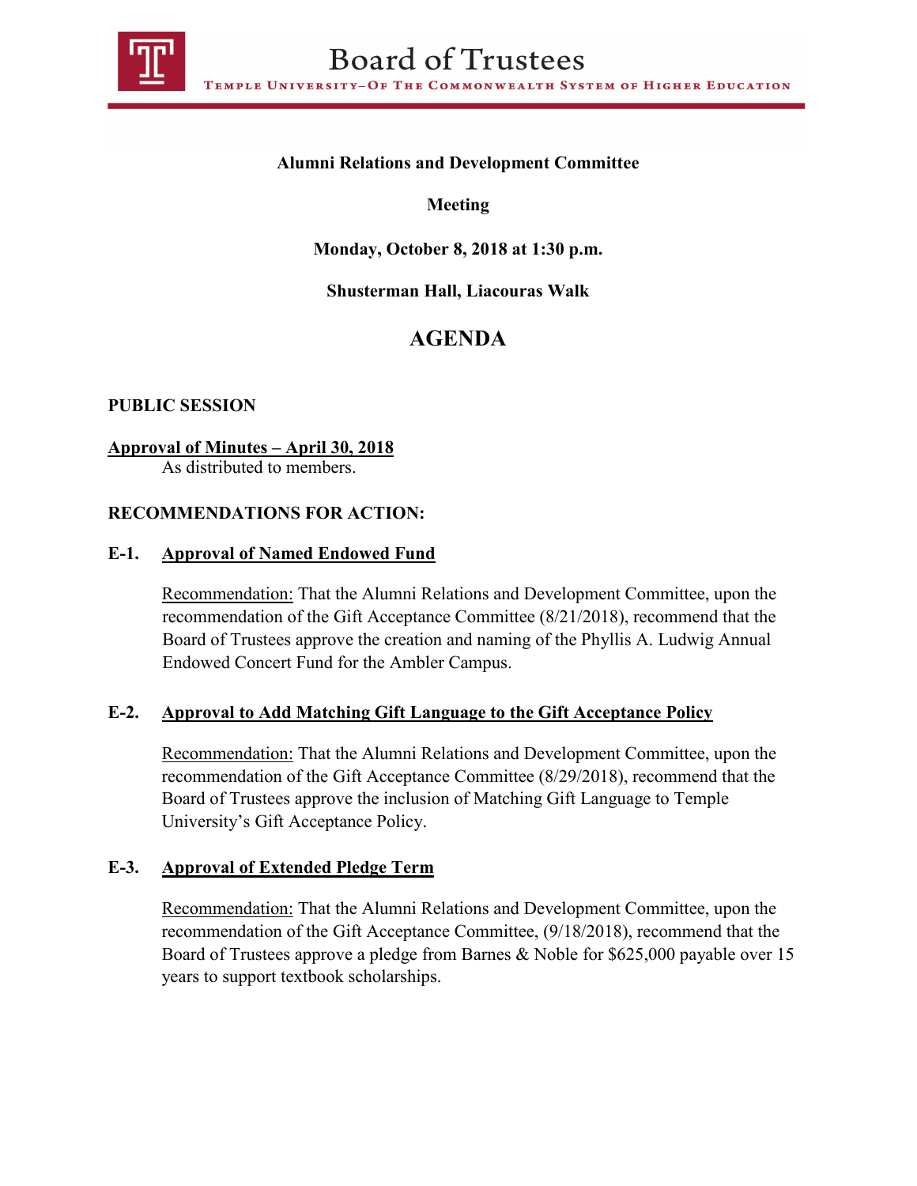# Board of Trustees

TEMPLE UNIVERSITY–OF THE COMMONWEALTH SYSTEM OF HIGHER EDUCATION

**Alumni Relations and Development Committee**

**Meeting**

**Monday, October 8, 2018 at 1:30 p.m.**

**Shusterman Hall, Liacouras Walk**

## AGENDA

**PUBLIC SESSION**

**Approval of Minutes – April 30, 2018**
As distributed to members.

**RECOMMENDATIONS FOR ACTION:**

**E-1. Approval of Named Endowed Fund**

Recommendation: That the Alumni Relations and Development Committee, upon the recommendation of the Gift Acceptance Committee (8/21/2018), recommend that the Board of Trustees approve the creation and naming of the Phyllis A. Ludwig Annual Endowed Concert Fund for the Ambler Campus.

**E-2. Approval to Add Matching Gift Language to the Gift Acceptance Policy**

Recommendation: That the Alumni Relations and Development Committee, upon the recommendation of the Gift Acceptance Committee (8/29/2018), recommend that the Board of Trustees approve the inclusion of Matching Gift Language to Temple University's Gift Acceptance Policy.

**E-3. Approval of Extended Pledge Term**

Recommendation: That the Alumni Relations and Development Committee, upon the recommendation of the Gift Acceptance Committee, (9/18/2018), recommend that the Board of Trustees approve a pledge from Barnes & Noble for $625,000 payable over 15 years to support textbook scholarships.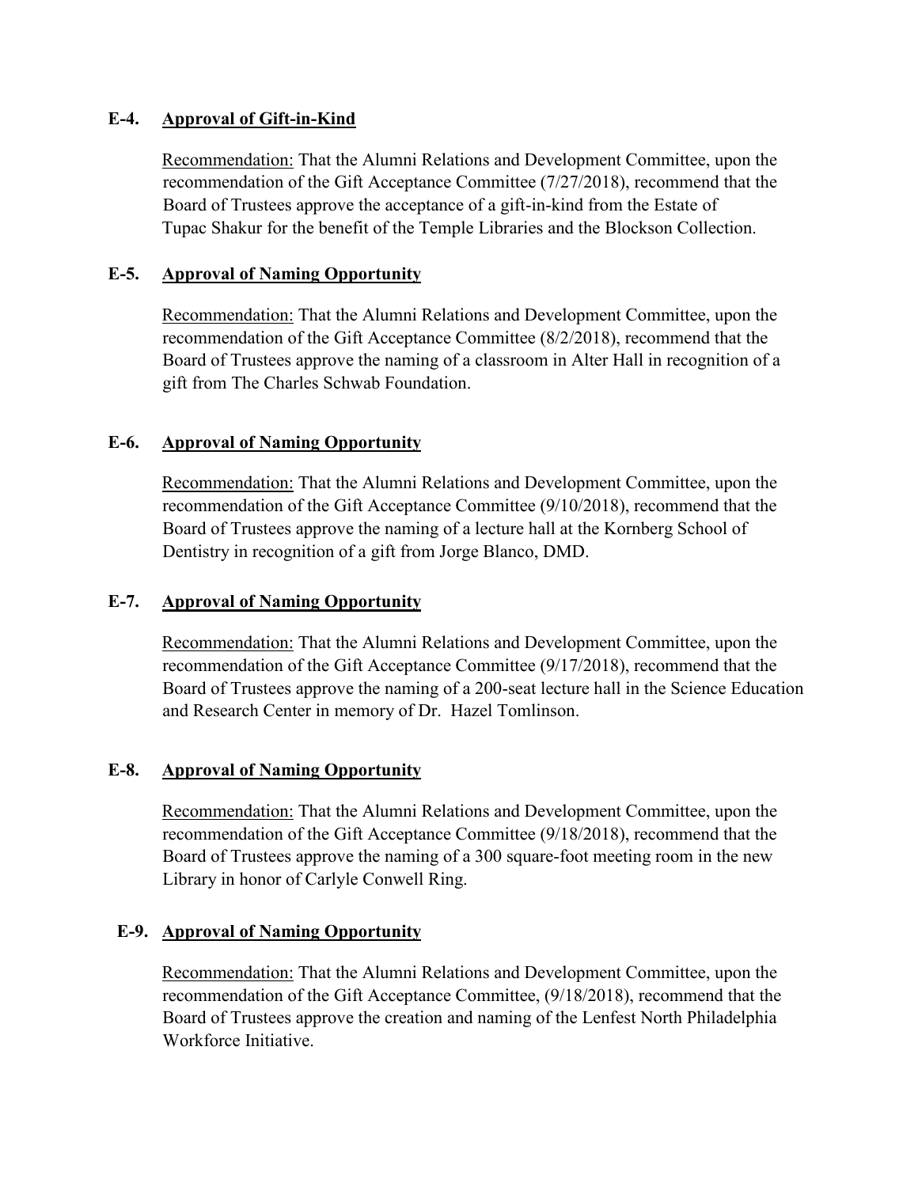**E-4. <u>Approval of Gift-in-Kind</u>**

<u>Recommendation:</u> That the Alumni Relations and Development Committee, upon the recommendation of the Gift Acceptance Committee (7/27/2018), recommend that the Board of Trustees approve the acceptance of a gift-in-kind from the Estate of Tupac Shakur for the benefit of the Temple Libraries and the Blockson Collection.

**E-5. <u>Approval of Naming Opportunity</u>**

<u>Recommendation:</u> That the Alumni Relations and Development Committee, upon the recommendation of the Gift Acceptance Committee (8/2/2018), recommend that the Board of Trustees approve the naming of a classroom in Alter Hall in recognition of a gift from The Charles Schwab Foundation.

**E-6. <u>Approval of Naming Opportunity</u>**

<u>Recommendation:</u> That the Alumni Relations and Development Committee, upon the recommendation of the Gift Acceptance Committee (9/10/2018), recommend that the Board of Trustees approve the naming of a lecture hall at the Kornberg School of Dentistry in recognition of a gift from Jorge Blanco, DMD.

**E-7. <u>Approval of Naming Opportunity</u>**

<u>Recommendation:</u> That the Alumni Relations and Development Committee, upon the recommendation of the Gift Acceptance Committee (9/17/2018), recommend that the Board of Trustees approve the naming of a 200-seat lecture hall in the Science Education and Research Center in memory of Dr. Hazel Tomlinson.

**E-8. <u>Approval of Naming Opportunity</u>**

<u>Recommendation:</u> That the Alumni Relations and Development Committee, upon the recommendation of the Gift Acceptance Committee (9/18/2018), recommend that the Board of Trustees approve the naming of a 300 square-foot meeting room in the new Library in honor of Carlyle Conwell Ring.

**E-9. <u>Approval of Naming Opportunity</u>**

<u>Recommendation:</u> That the Alumni Relations and Development Committee, upon the recommendation of the Gift Acceptance Committee, (9/18/2018), recommend that the Board of Trustees approve the creation and naming of the Lenfest North Philadelphia Workforce Initiative.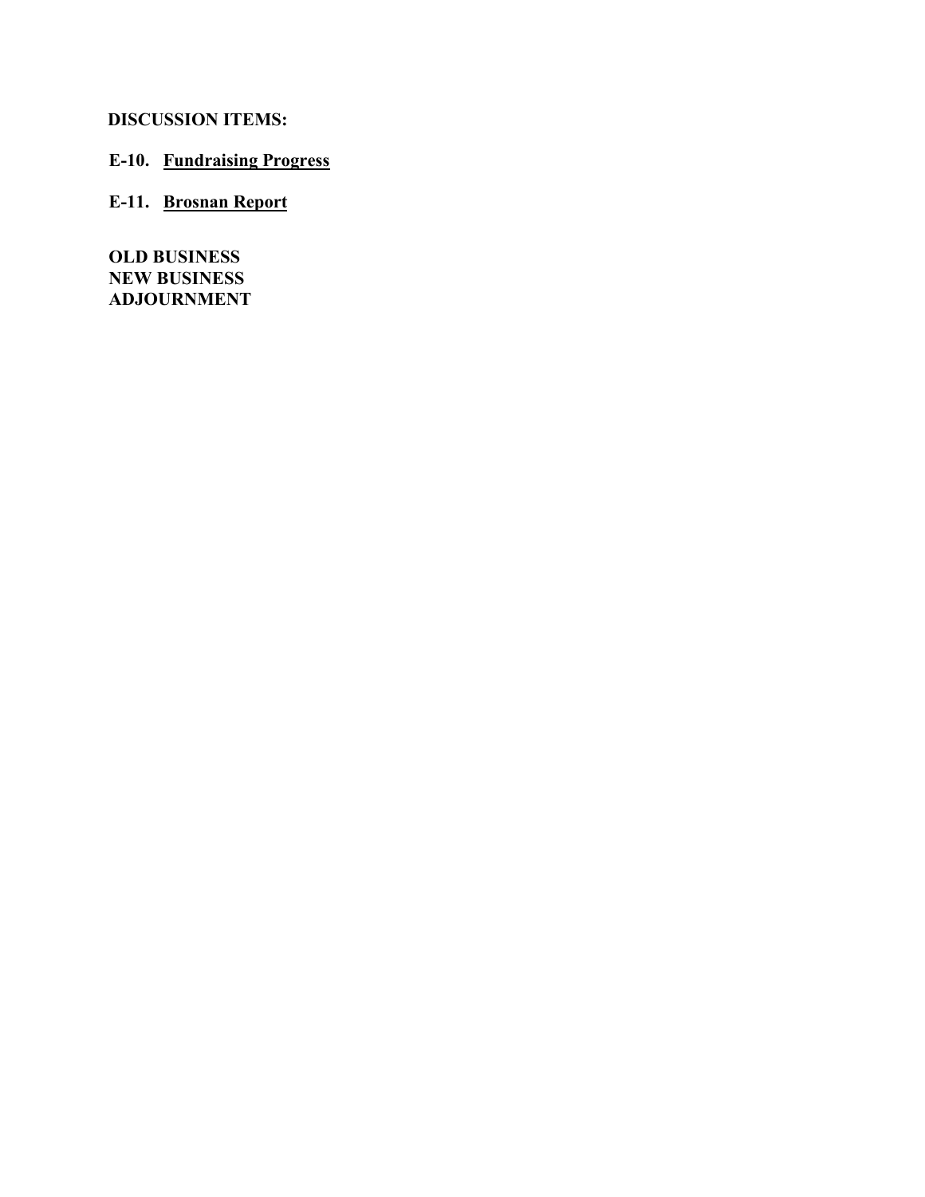**DISCUSSION ITEMS:**

**E-10. <u>Fundraising Progress</u>**

**E-11. <u>Brosnan Report</u>**

**OLD BUSINESS**
**NEW BUSINESS**
**ADJOURNMENT**